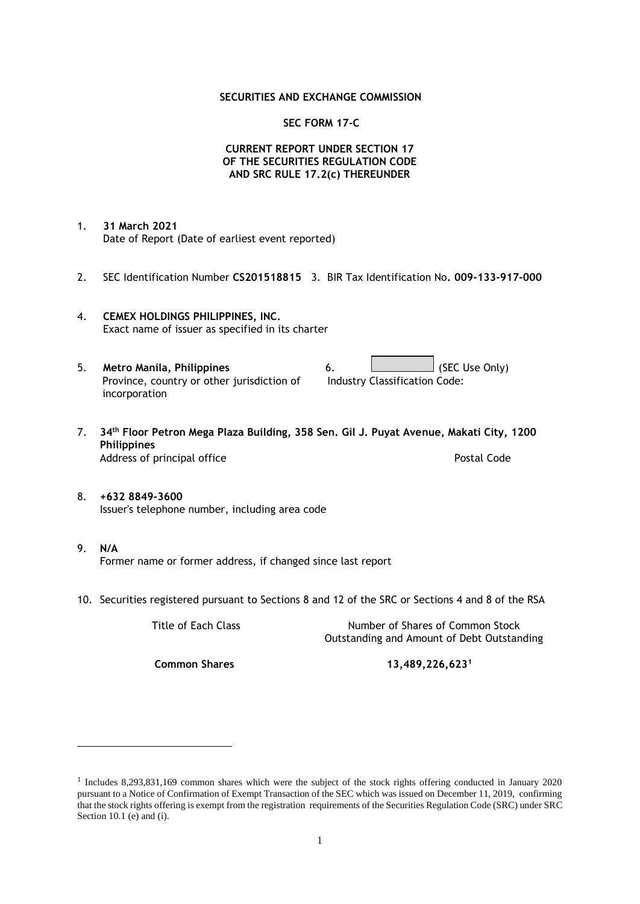**SECURITIES AND EXCHANGE COMMISSION**

**SEC FORM 17-C**

**CURRENT REPORT UNDER SECTION 17
OF THE SECURITIES REGULATION CODE
AND SRC RULE 17.2(c) THEREUNDER**

1. **31 March 2021**
   Date of Report (Date of earliest event reported)

2. SEC Identification Number **CS201518815** 3. BIR Tax Identification No**. 009-133-917-000**

4. **CEMEX HOLDINGS PHILIPPINES, INC.**
   Exact name of issuer as specified in its charter

5. **Metro Manila, Philippines**
   Province, country or other jurisdiction of incorporation

6. (SEC Use Only)
   Industry Classification Code:

7. **34th Floor Petron Mega Plaza Building, 358 Sen. Gil J. Puyat Avenue, Makati City, 1200 Philippines**
   Address of principal office | Postal Code

8. **+632 8849-3600**
   Issuer's telephone number, including area code

9. **N/A**
   Former name or former address, if changed since last report

10. Securities registered pursuant to Sections 8 and 12 of the SRC or Sections 4 and 8 of the RSA

| Title of Each Class | Number of Shares of Common Stock Outstanding and Amount of Debt Outstanding |
|---|---|
| **Common Shares** | **13,489,226,623[1]** |

[1] Includes 8,293,831,169 common shares which were the subject of the stock rights offering conducted in January 2020 pursuant to a Notice of Confirmation of Exempt Transaction of the SEC which was issued on December 11, 2019, confirming that the stock rights offering is exempt from the registration requirements of the Securities Regulation Code (SRC) under SRC Section 10.1 (e) and (i).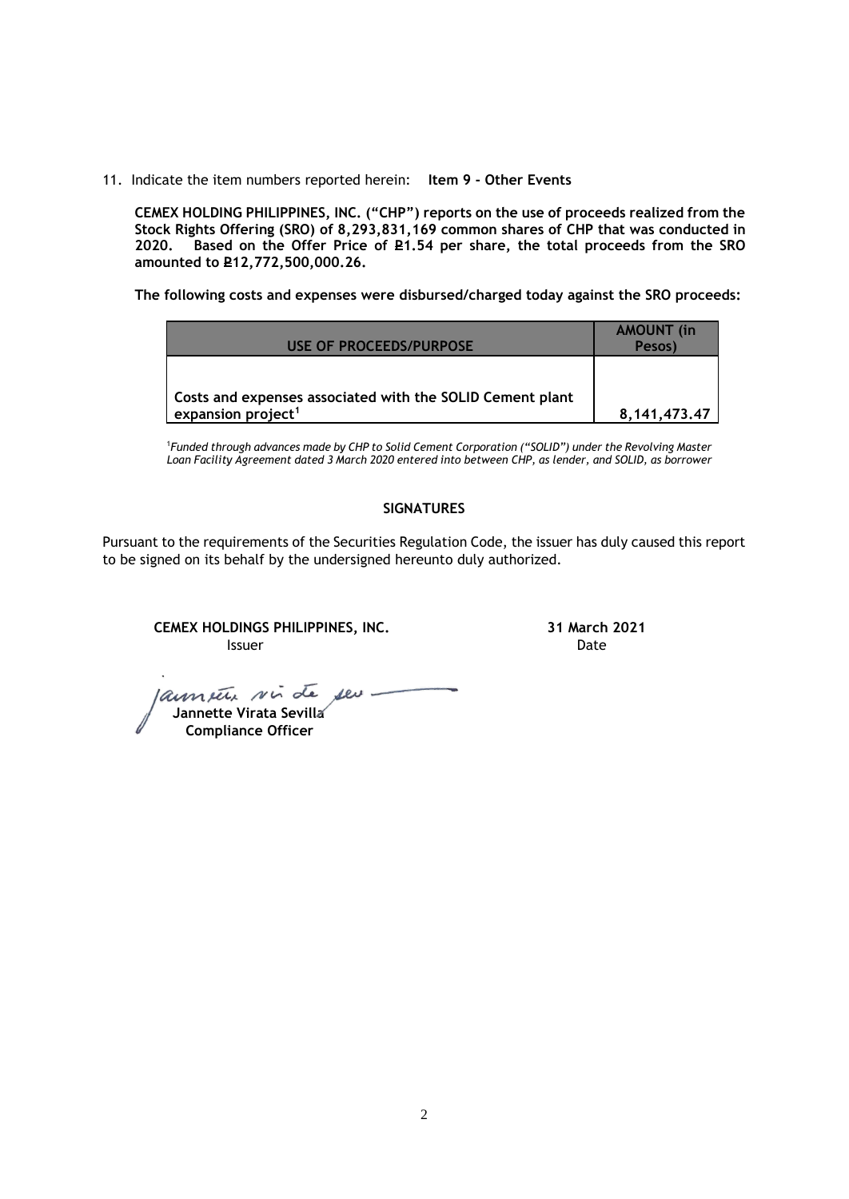11. Indicate the item numbers reported herein: **Item 9 - Other Events**

**CEMEX HOLDING PHILIPPINES, INC. ("CHP") reports on the use of proceeds realized from the Stock Rights Offering (SRO) of 8,293,831,169 common shares of CHP that was conducted in 2020. Based on the Offer Price of ₱1.54 per share, the total proceeds from the SRO amounted to ₱12,772,500,000.26.**

**The following costs and expenses were disbursed/charged today against the SRO proceeds:**

| USE OF PROCEEDS/PURPOSE | AMOUNT (in Pesos) |
|---|---|
| Costs and expenses associated with the SOLID Cement plant expansion project[1] | 8,141,473.47 |

[1]*Funded through advances made by CHP to Solid Cement Corporation ("SOLID") under the Revolving Master Loan Facility Agreement dated 3 March 2020 entered into between CHP, as lender, and SOLID, as borrower*

**SIGNATURES**

Pursuant to the requirements of the Securities Regulation Code, the issuer has duly caused this report to be signed on its behalf by the undersigned hereunto duly authorized.

**CEMEX HOLDINGS PHILIPPINES, INC.**
Issuer

**31 March 2021**
Date

**Jannette Virata Sevilla**
**Compliance Officer**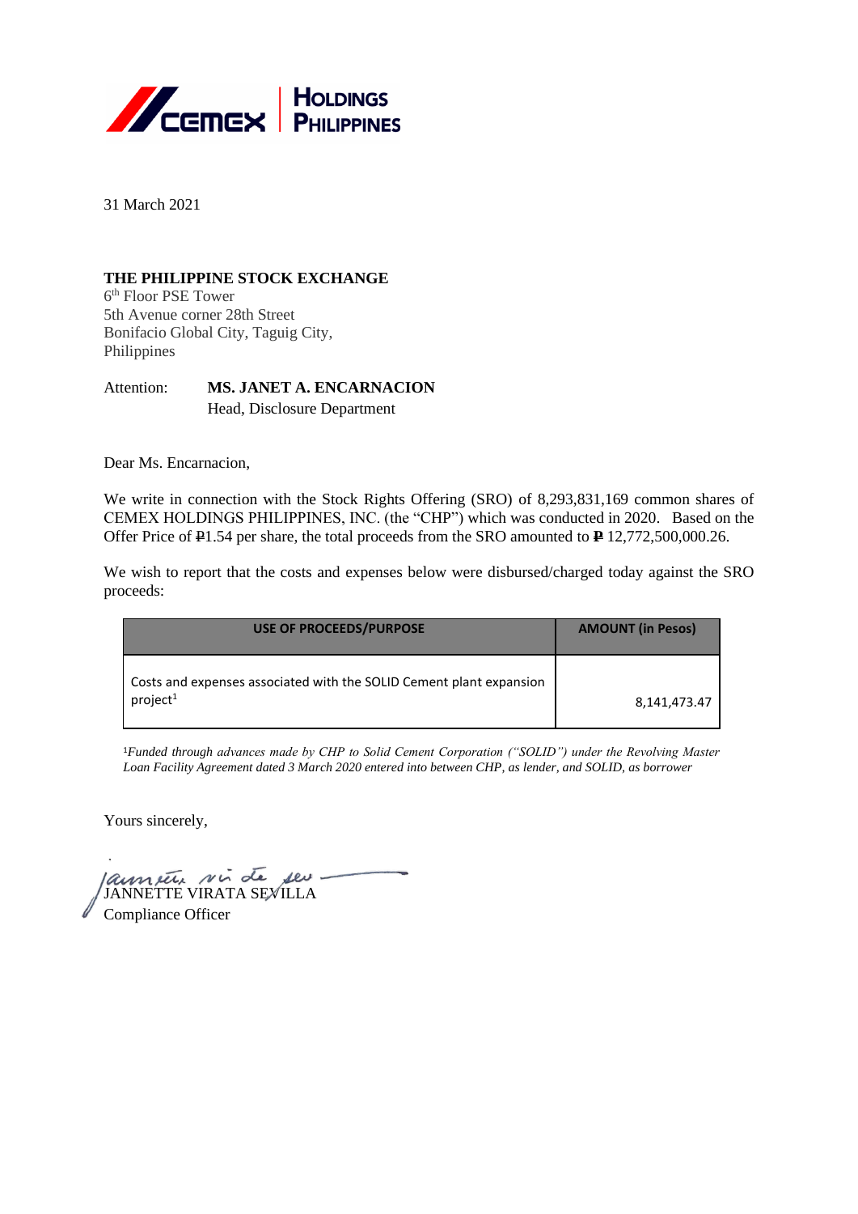**CEMEX | HOLDINGS PHILIPPINES**

31 March 2021

**THE PHILIPPINE STOCK EXCHANGE**
6th Floor PSE Tower
5th Avenue corner 28th Street
Bonifacio Global City, Taguig City,
Philippines

Attention: **MS. JANET A. ENCARNACION**
Head, Disclosure Department

Dear Ms. Encarnacion,

We write in connection with the Stock Rights Offering (SRO) of 8,293,831,169 common shares of CEMEX HOLDINGS PHILIPPINES, INC. (the "CHP") which was conducted in 2020. Based on the Offer Price of ₱1.54 per share, the total proceeds from the SRO amounted to **₱** 12,772,500,000.26.

We wish to report that the costs and expenses below were disbursed/charged today against the SRO proceeds:

| USE OF PROCEEDS/PURPOSE | AMOUNT (in Pesos) |
|---|---|
| Costs and expenses associated with the SOLID Cement plant expansion project[1] | 8,141,473.47 |

[1]*Funded through advances made by CHP to Solid Cement Corporation ("SOLID") under the Revolving Master Loan Facility Agreement dated 3 March 2020 entered into between CHP, as lender, and SOLID, as borrower*

Yours sincerely,

JANNETTE VIRATA SEVILLA
Compliance Officer